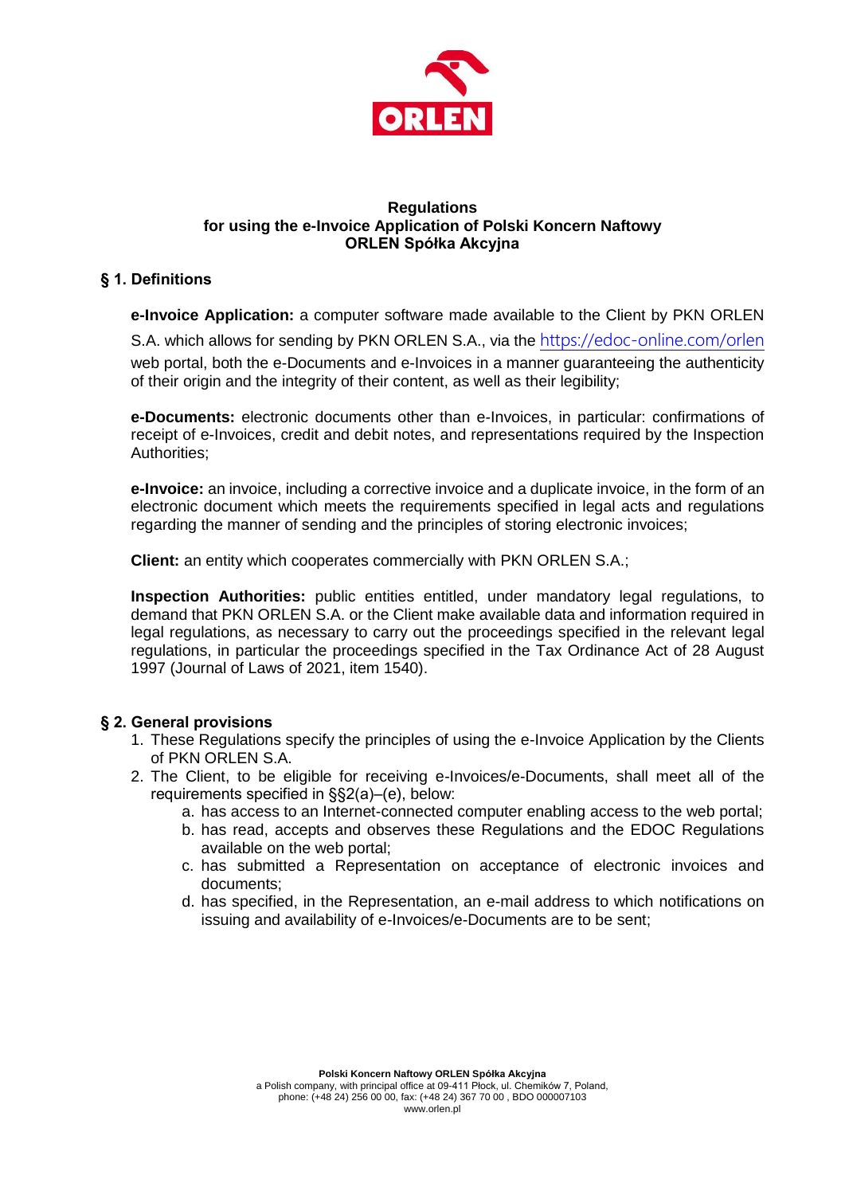# Regulations
# for using the e-Invoice Application of Polski Koncern Naftowy ORLEN Spółka Akcyjna

## § 1. Definitions

**e-Invoice Application:** a computer software made available to the Client by PKN ORLEN S.A. which allows for sending by PKN ORLEN S.A., via the https://edoc-online.com/orlen web portal, both the e-Documents and e-Invoices in a manner guaranteeing the authenticity of their origin and the integrity of their content, as well as their legibility;

**e-Documents:** electronic documents other than e-Invoices, in particular: confirmations of receipt of e-Invoices, credit and debit notes, and representations required by the Inspection Authorities;

**e-Invoice:** an invoice, including a corrective invoice and a duplicate invoice, in the form of an electronic document which meets the requirements specified in legal acts and regulations regarding the manner of sending and the principles of storing electronic invoices;

**Client:** an entity which cooperates commercially with PKN ORLEN S.A.;

**Inspection Authorities:** public entities entitled, under mandatory legal regulations, to demand that PKN ORLEN S.A. or the Client make available data and information required in legal regulations, as necessary to carry out the proceedings specified in the relevant legal regulations, in particular the proceedings specified in the Tax Ordinance Act of 28 August 1997 (Journal of Laws of 2021, item 1540).

## § 2. General provisions

1. These Regulations specify the principles of using the e-Invoice Application by the Clients of PKN ORLEN S.A.
2. The Client, to be eligible for receiving e-Invoices/e-Documents, shall meet all of the requirements specified in §§2(a)–(e), below:
   a. has access to an Internet-connected computer enabling access to the web portal;
   b. has read, accepts and observes these Regulations and the EDOC Regulations available on the web portal;
   c. has submitted a Representation on acceptance of electronic invoices and documents;
   d. has specified, in the Representation, an e-mail address to which notifications on issuing and availability of e-Invoices/e-Documents are to be sent;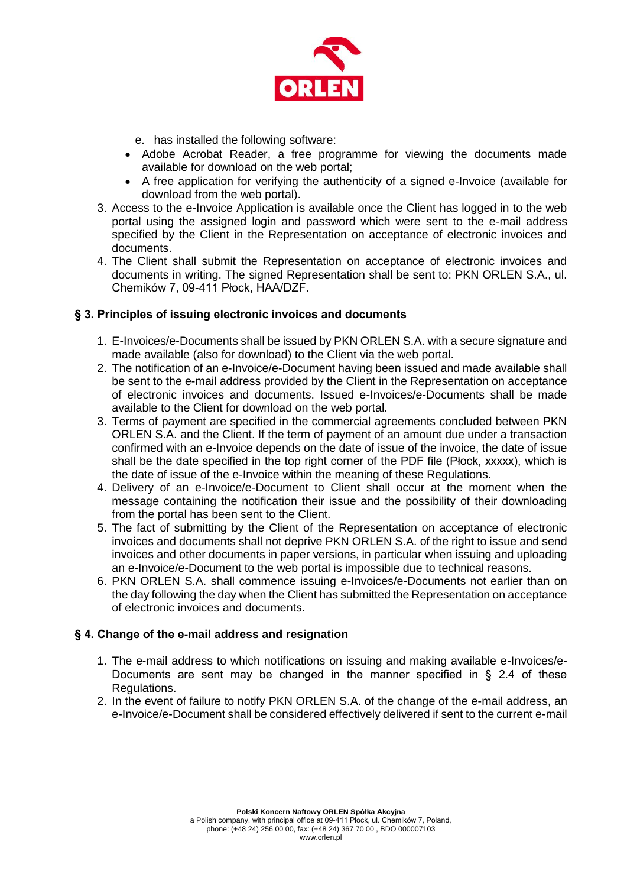e. has installed the following software:

- Adobe Acrobat Reader, a free programme for viewing the documents made available for download on the web portal;
- A free application for verifying the authenticity of a signed e-Invoice (available for download from the web portal).

3. Access to the e-Invoice Application is available once the Client has logged in to the web portal using the assigned login and password which were sent to the e-mail address specified by the Client in the Representation on acceptance of electronic invoices and documents.
4. The Client shall submit the Representation on acceptance of electronic invoices and documents in writing. The signed Representation shall be sent to: PKN ORLEN S.A., ul. Chemików 7, 09-411 Płock, HAA/DZF.

## § 3. Principles of issuing electronic invoices and documents

1. E-Invoices/e-Documents shall be issued by PKN ORLEN S.A. with a secure signature and made available (also for download) to the Client via the web portal.
2. The notification of an e-Invoice/e-Document having been issued and made available shall be sent to the e-mail address provided by the Client in the Representation on acceptance of electronic invoices and documents. Issued e-Invoices/e-Documents shall be made available to the Client for download on the web portal.
3. Terms of payment are specified in the commercial agreements concluded between PKN ORLEN S.A. and the Client. If the term of payment of an amount due under a transaction confirmed with an e-Invoice depends on the date of issue of the invoice, the date of issue shall be the date specified in the top right corner of the PDF file (Płock, xxxxx), which is the date of issue of the e-Invoice within the meaning of these Regulations.
4. Delivery of an e-Invoice/e-Document to Client shall occur at the moment when the message containing the notification their issue and the possibility of their downloading from the portal has been sent to the Client.
5. The fact of submitting by the Client of the Representation on acceptance of electronic invoices and documents shall not deprive PKN ORLEN S.A. of the right to issue and send invoices and other documents in paper versions, in particular when issuing and uploading an e-Invoice/e-Document to the web portal is impossible due to technical reasons.
6. PKN ORLEN S.A. shall commence issuing e-Invoices/e-Documents not earlier than on the day following the day when the Client has submitted the Representation on acceptance of electronic invoices and documents.

## § 4. Change of the e-mail address and resignation

1. The e-mail address to which notifications on issuing and making available e-Invoices/e-Documents are sent may be changed in the manner specified in § 2.4 of these Regulations.
2. In the event of failure to notify PKN ORLEN S.A. of the change of the e-mail address, an e-Invoice/e-Document shall be considered effectively delivered if sent to the current e-mail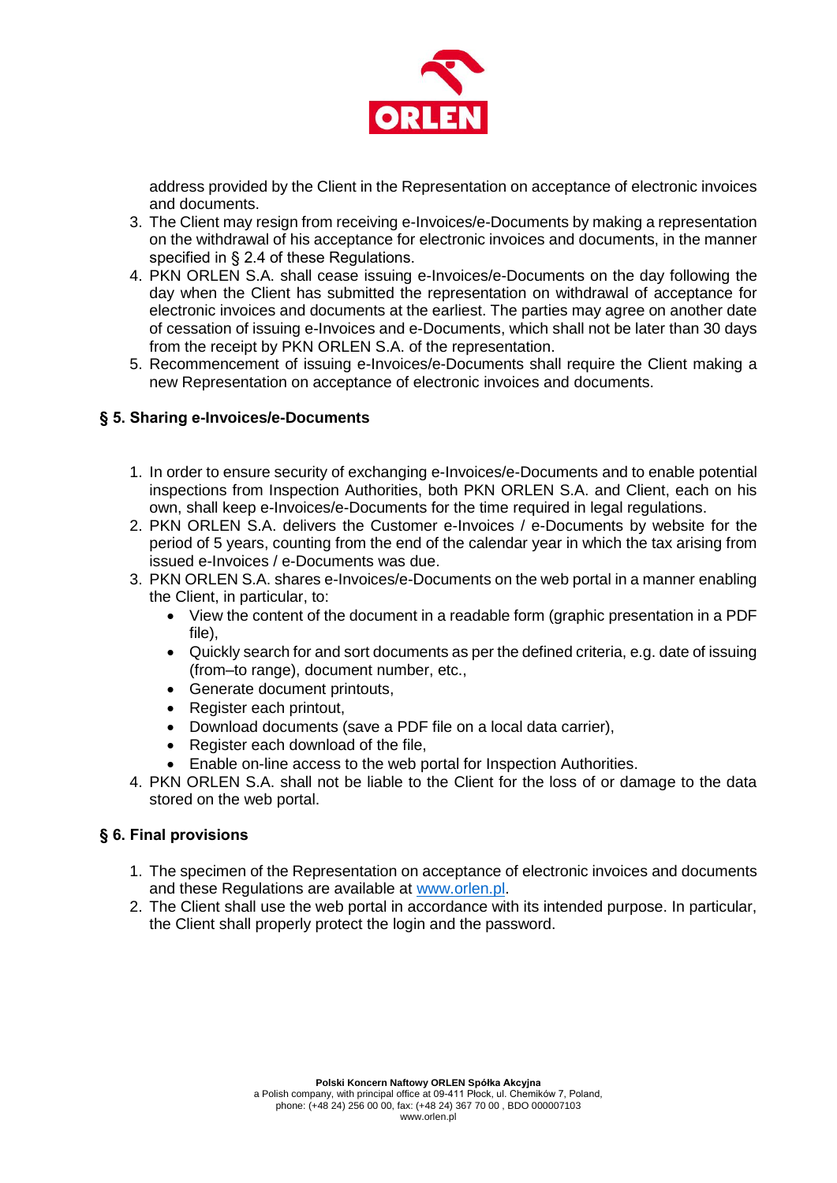address provided by the Client in the Representation on acceptance of electronic invoices and documents.

3. The Client may resign from receiving e-Invoices/e-Documents by making a representation on the withdrawal of his acceptance for electronic invoices and documents, in the manner specified in § 2.4 of these Regulations.
4. PKN ORLEN S.A. shall cease issuing e-Invoices/e-Documents on the day following the day when the Client has submitted the representation on withdrawal of acceptance for electronic invoices and documents at the earliest. The parties may agree on another date of cessation of issuing e-Invoices and e-Documents, which shall not be later than 30 days from the receipt by PKN ORLEN S.A. of the representation.
5. Recommencement of issuing e-Invoices/e-Documents shall require the Client making a new Representation on acceptance of electronic invoices and documents.

### § 5. Sharing e-Invoices/e-Documents

1. In order to ensure security of exchanging e-Invoices/e-Documents and to enable potential inspections from Inspection Authorities, both PKN ORLEN S.A. and Client, each on his own, shall keep e-Invoices/e-Documents for the time required in legal regulations.
2. PKN ORLEN S.A. delivers the Customer e-Invoices / e-Documents by website for the period of 5 years, counting from the end of the calendar year in which the tax arising from issued e-Invoices / e-Documents was due.
3. PKN ORLEN S.A. shares e-Invoices/e-Documents on the web portal in a manner enabling the Client, in particular, to:
   - View the content of the document in a readable form (graphic presentation in a PDF file),
   - Quickly search for and sort documents as per the defined criteria, e.g. date of issuing (from–to range), document number, etc.,
   - Generate document printouts,
   - Register each printout,
   - Download documents (save a PDF file on a local data carrier),
   - Register each download of the file,
   - Enable on-line access to the web portal for Inspection Authorities.
4. PKN ORLEN S.A. shall not be liable to the Client for the loss of or damage to the data stored on the web portal.

### § 6. Final provisions

1. The specimen of the Representation on acceptance of electronic invoices and documents and these Regulations are available at [www.orlen.pl](http://www.orlen.pl).
2. The Client shall use the web portal in accordance with its intended purpose. In particular, the Client shall properly protect the login and the password.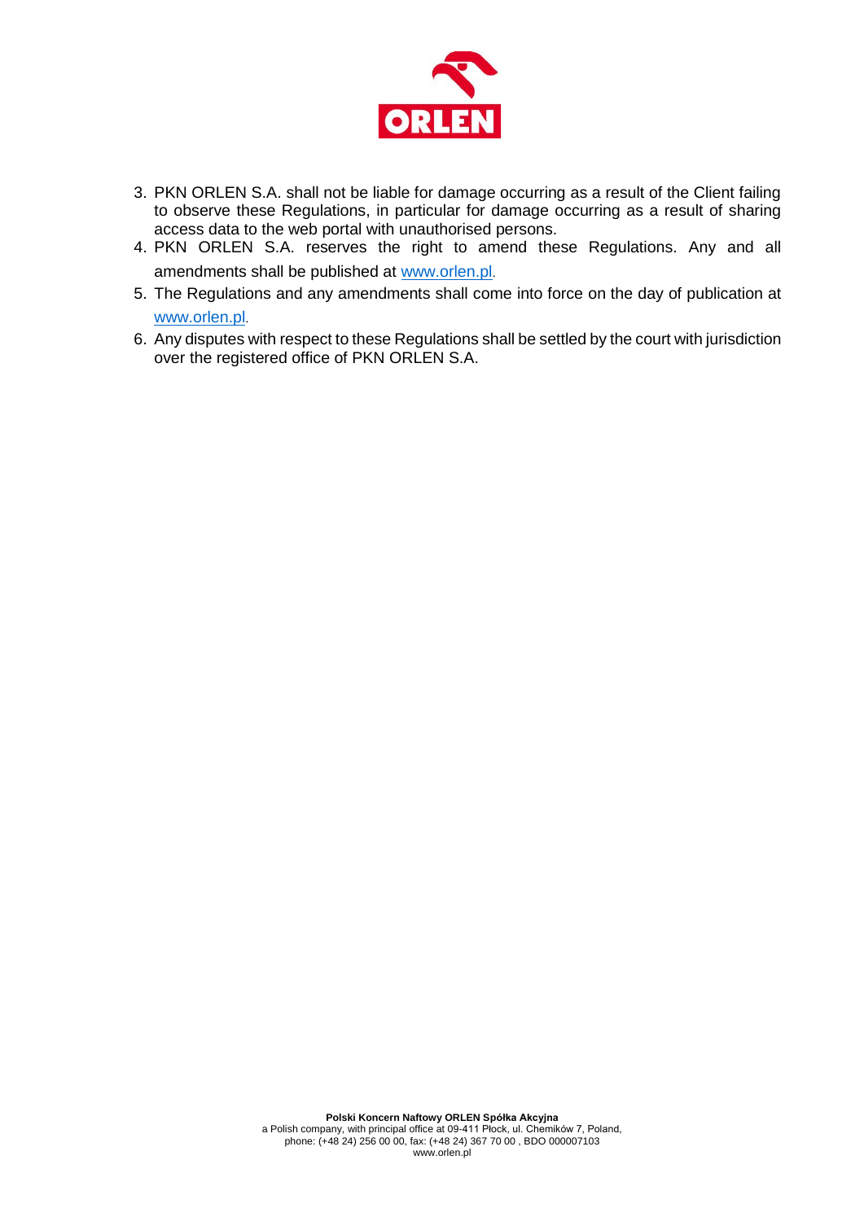3. PKN ORLEN S.A. shall not be liable for damage occurring as a result of the Client failing to observe these Regulations, in particular for damage occurring as a result of sharing access data to the web portal with unauthorised persons.
4. PKN ORLEN S.A. reserves the right to amend these Regulations. Any and all amendments shall be published at www.orlen.pl.
5. The Regulations and any amendments shall come into force on the day of publication at www.orlen.pl.
6. Any disputes with respect to these Regulations shall be settled by the court with jurisdiction over the registered office of PKN ORLEN S.A.